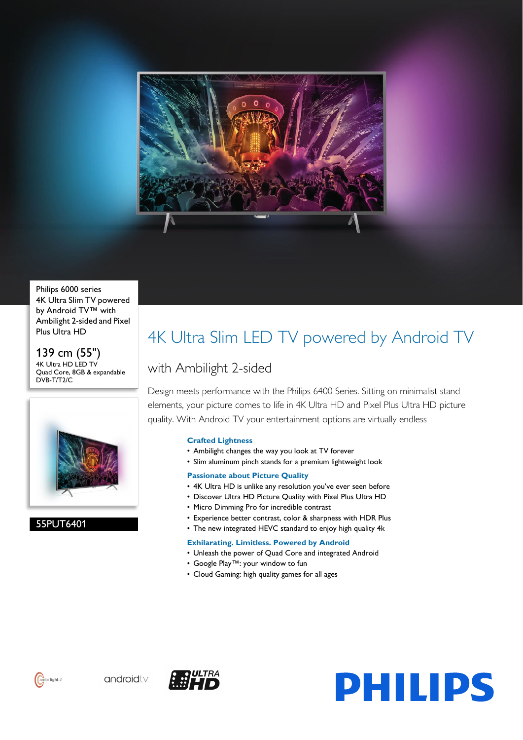Philips 6000 series
4K Ultra Slim TV powered by Android TV™ with Ambilight 2-sided and Pixel Plus Ultra HD

139 cm (55")
4K Ultra HD LED TV
Quad Core, 8GB & expandable
DVB-T/T2/C

55PUT6401

# 4K Ultra Slim LED TV powered by Android TV

## with Ambilight 2-sided

Design meets performance with the Philips 6400 Series. Sitting on minimalist stand elements, your picture comes to life in 4K Ultra HD and Pixel Plus Ultra HD picture quality. With Android TV your entertainment options are virtually endless

### Crafted Lightness

- Ambilight changes the way you look at TV forever
- Slim aluminum pinch stands for a premium lightweight look

### Passionate about Picture Quality

- 4K Ultra HD is unlike any resolution you've ever seen before
- Discover Ultra HD Picture Quality with Pixel Plus Ultra HD
- Micro Dimming Pro for incredible contrast
- Experience better contrast, color & sharpness with HDR Plus
- The new integrated HEVC standard to enjoy high quality 4k

### Exhilarating. Limitless. Powered by Android

- Unleash the power of Quad Core and integrated Android
- Google Play™: your window to fun
- Cloud Gaming: high quality games for all ages

ambilight 2 | androidtv | ULTRA HD

PHILIPS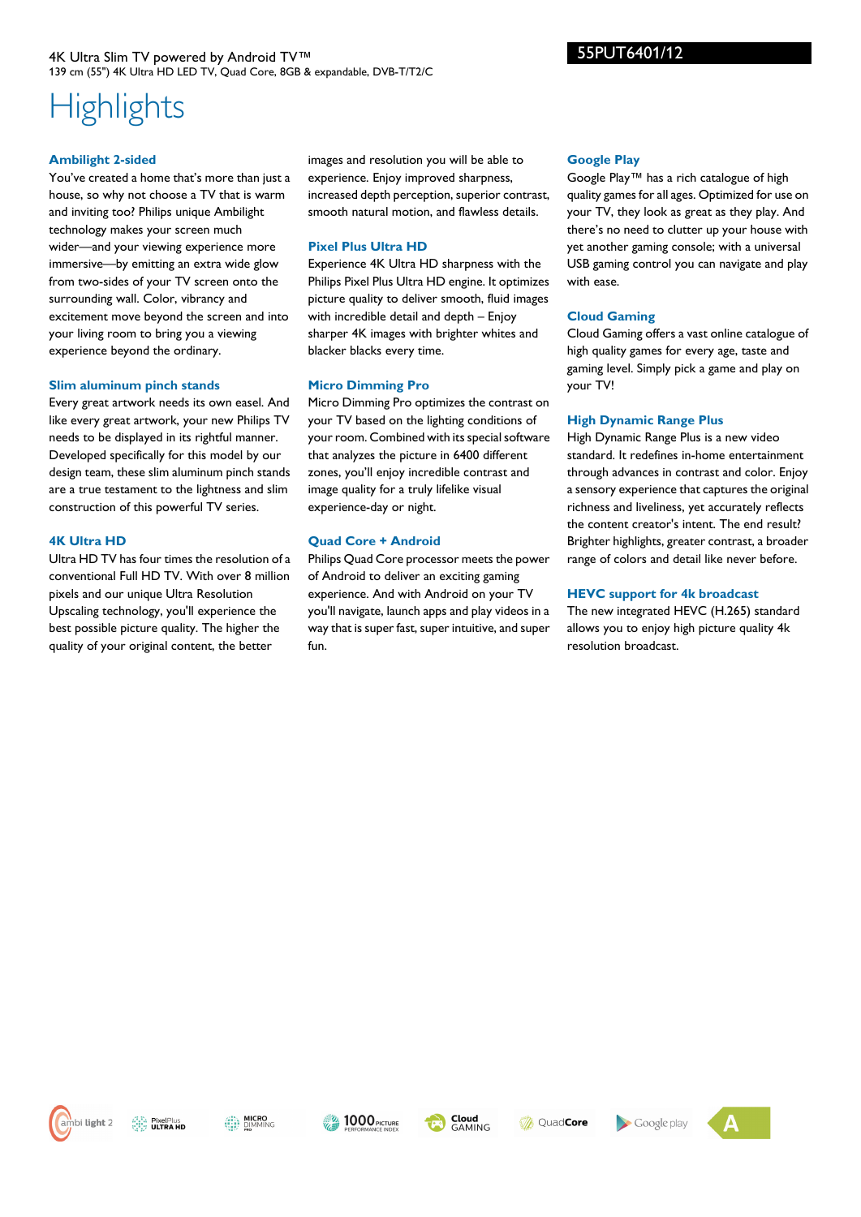4K Ultra Slim TV powered by Android TV™

139 cm (55") 4K Ultra HD LED TV, Quad Core, 8GB & expandable, DVB-T/T2/C

55PUT6401/12

# Highlights

### Ambilight 2-sided

You've created a home that's more than just a house, so why not choose a TV that is warm and inviting too? Philips unique Ambilight technology makes your screen much wider—and your viewing experience more immersive—by emitting an extra wide glow from two-sides of your TV screen onto the surrounding wall. Color, vibrancy and excitement move beyond the screen and into your living room to bring you a viewing experience beyond the ordinary.

### Slim aluminum pinch stands

Every great artwork needs its own easel. And like every great artwork, your new Philips TV needs to be displayed in its rightful manner. Developed specifically for this model by our design team, these slim aluminum pinch stands are a true testament to the lightness and slim construction of this powerful TV series.

### 4K Ultra HD

Ultra HD TV has four times the resolution of a conventional Full HD TV. With over 8 million pixels and our unique Ultra Resolution Upscaling technology, you'll experience the best possible picture quality. The higher the quality of your original content, the better images and resolution you will be able to experience. Enjoy improved sharpness, increased depth perception, superior contrast, smooth natural motion, and flawless details.

### Pixel Plus Ultra HD

Experience 4K Ultra HD sharpness with the Philips Pixel Plus Ultra HD engine. It optimizes picture quality to deliver smooth, fluid images with incredible detail and depth – Enjoy sharper 4K images with brighter whites and blacker blacks every time.

### Micro Dimming Pro

Micro Dimming Pro optimizes the contrast on your TV based on the lighting conditions of your room. Combined with its special software that analyzes the picture in 6400 different zones, you'll enjoy incredible contrast and image quality for a truly lifelike visual experience-day or night.

### Quad Core + Android

Philips Quad Core processor meets the power of Android to deliver an exciting gaming experience. And with Android on your TV you'll navigate, launch apps and play videos in a way that is super fast, super intuitive, and super fun.

### Google Play

Google Play™ has a rich catalogue of high quality games for all ages. Optimized for use on your TV, they look as great as they play. And there's no need to clutter up your house with yet another gaming console; with a universal USB gaming control you can navigate and play with ease.

### Cloud Gaming

Cloud Gaming offers a vast online catalogue of high quality games for every age, taste and gaming level. Simply pick a game and play on your TV!

### High Dynamic Range Plus

High Dynamic Range Plus is a new video standard. It redefines in-home entertainment through advances in contrast and color. Enjoy a sensory experience that captures the original richness and liveliness, yet accurately reflects the content creator's intent. The end result? Brighter highlights, greater contrast, a broader range of colors and detail like never before.

### HEVC support for 4k broadcast

The new integrated HEVC (H.265) standard allows you to enjoy high picture quality 4k resolution broadcast.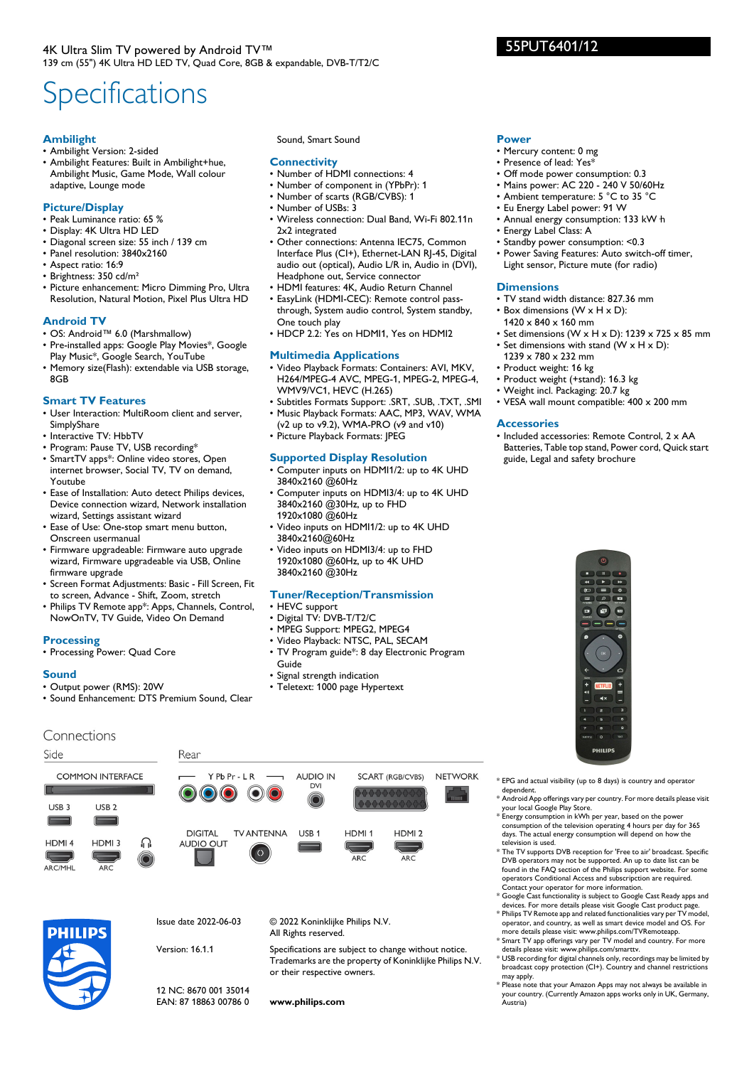4K Ultra Slim TV powered by Android TV™

139 cm (55") 4K Ultra HD LED TV, Quad Core, 8GB & expandable, DVB-T/T2/C

55PUT6401/12

# Specifications

### Ambilight

- Ambilight Version: 2-sided
- Ambilight Features: Built in Ambilight+hue, Ambilight Music, Game Mode, Wall colour adaptive, Lounge mode

### Picture/Display

- Peak Luminance ratio: 65 %
- Display: 4K Ultra HD LED
- Diagonal screen size: 55 inch / 139 cm
- Panel resolution: 3840x2160
- Aspect ratio: 16:9
- Brightness: 350 cd/m²
- Picture enhancement: Micro Dimming Pro, Ultra Resolution, Natural Motion, Pixel Plus Ultra HD

### Android TV

- OS: Android™ 6.0 (Marshmallow)
- Pre-installed apps: Google Play Movies*, Google Play Music*, Google Search, YouTube
- Memory size(Flash): extendable via USB storage, 8GB

### Smart TV Features

- User Interaction: MultiRoom client and server, SimplyShare
- Interactive TV: HbbTV
- Program: Pause TV, USB recording*
- SmartTV apps*: Online video stores, Open internet browser, Social TV, TV on demand, Youtube
- Ease of Installation: Auto detect Philips devices, Device connection wizard, Network installation wizard, Settings assistant wizard
- Ease of Use: One-stop smart menu button, Onscreen usermanual
- Firmware upgradeable: Firmware auto upgrade wizard, Firmware upgradeable via USB, Online firmware upgrade
- Screen Format Adjustments: Basic - Fill Screen, Fit to screen, Advance - Shift, Zoom, stretch
- Philips TV Remote app*: Apps, Channels, Control, NowOnTV, TV Guide, Video On Demand

### Processing

- Processing Power: Quad Core

### Sound

- Output power (RMS): 20W
- Sound Enhancement: DTS Premium Sound, Clear Sound, Smart Sound

### Connectivity

- Number of HDMI connections: 4
- Number of component in (YPbPr): 1
- Number of scarts (RGB/CVBS): 1
- Number of USBs: 3
- Wireless connection: Dual Band, Wi-Fi 802.11n 2x2 integrated
- Other connections: Antenna IEC75, Common Interface Plus (CI+), Ethernet-LAN RJ-45, Digital audio out (optical), Audio L/R in, Audio in (DVI), Headphone out, Service connector
- HDMI features: 4K, Audio Return Channel
- EasyLink (HDMI-CEC): Remote control pass-through, System audio control, System standby, One touch play
- HDCP 2.2: Yes on HDMI1, Yes on HDMI2

### Multimedia Applications

- Video Playback Formats: Containers: AVI, MKV, H264/MPEG-4 AVC, MPEG-1, MPEG-2, MPEG-4, WMV9/VC1, HEVC (H.265)
- Subtitles Formats Support: .SRT, .SUB, .TXT, .SMI
- Music Playback Formats: AAC, MP3, WAV, WMA (v2 up to v9.2), WMA-PRO (v9 and v10)
- Picture Playback Formats: JPEG

### Supported Display Resolution

- Computer inputs on HDMI1/2: up to 4K UHD 3840x2160 @60Hz
- Computer inputs on HDMI3/4: up to 4K UHD 3840x2160 @30Hz, up to FHD 1920x1080 @60Hz
- Video inputs on HDMI1/2: up to 4K UHD 3840x2160@60Hz
- Video inputs on HDMI3/4: up to FHD 1920x1080 @60Hz, up to 4K UHD 3840x2160 @30Hz

### Tuner/Reception/Transmission

- HEVC support
- Digital TV: DVB-T/T2/C
- MPEG Support: MPEG2, MPEG4
- Video Playback: NTSC, PAL, SECAM
- TV Program guide*: 8 day Electronic Program Guide
- Signal strength indication
- Teletext: 1000 page Hypertext

### Power

- Mercury content: 0 mg
- Presence of lead: Yes*
- Off mode power consumption: 0.3
- Mains power: AC 220 - 240 V 50/60Hz
- Ambient temperature: 5 °C to 35 °C
- Eu Energy Label power: 91 W
- Annual energy consumption: 133 kW h
- Energy Label Class: A
- Standby power consumption: <0.3
- Power Saving Features: Auto switch-off timer, Light sensor, Picture mute (for radio)

### Dimensions

- TV stand width distance: 827.36 mm
- Box dimensions (W x H x D): 1420 x 840 x 160 mm
- Set dimensions (W x H x D): 1239 x 725 x 85 mm
- Set dimensions with stand (W x H x D): 1239 x 780 x 232 mm
- Product weight: 16 kg
- Product weight (+stand): 16.3 kg
- Weight incl. Packaging: 20.7 kg
- VESA wall mount compatible: 400 x 200 mm

### Accessories

- Included accessories: Remote Control, 2 x AA Batteries, Table top stand, Power cord, Quick start guide, Legal and safety brochure

## Connections

Side

COMMON INTERFACE

USB 3 USB 2

HDMI 4 HDMI 3

ARC/MHL ARC

Rear

Y Pb Pr - L R

AUDIO IN DVI

SCART (RGB/CVBS)

NETWORK

DIGITAL AUDIO OUT

TV ANTENNA

USB 1

HDMI 1 HDMI 2

ARC ARC

* EPG and actual visibility (up to 8 days) is country and operator dependent.
* Android App offerings vary per country. For more details please visit your local Google Play Store.
* Energy consumption in kWh per year, based on the power consumption of the television operating 4 hours per day for 365 days. The actual energy consumption will depend on how the television is used.
* The TV supports DVB reception for 'Free to air' broadcast. Specific DVB operators may not be supported. An up to date list can be found in the FAQ section of the Philips support website. For some operators Conditional Access and subscription are required. Contact your operator for more information.
* Google Cast functionality is subject to Google Cast Ready apps and devices. For more details please visit Google Cast product page.
* Philips TV Remote app and related functionalities vary per TV model, operator, and country, as well as smart device model and OS. For more details please visit: www.philips.com/TVRemoteapp.
* Smart TV app offerings vary per TV model and country. For more details please visit: www.philips.com/smarttv.
* USB recording for digital channels only, recordings may be limited by broadcast copy protection (CI+). Country and channel restrictions may apply.
* Please note that your Amazon Apps may not always be available in your country. (Currently Amazon apps works only in UK, Germany, Austria)

Issue date 2022-06-03

Version: 16.1.1

12 NC: 8670 001 35014
EAN: 87 18863 00786 0

© 2022 Koninklijke Philips N.V.
All Rights reserved.

Specifications are subject to change without notice. Trademarks are the property of Koninklijke Philips N.V. or their respective owners.

www.philips.com